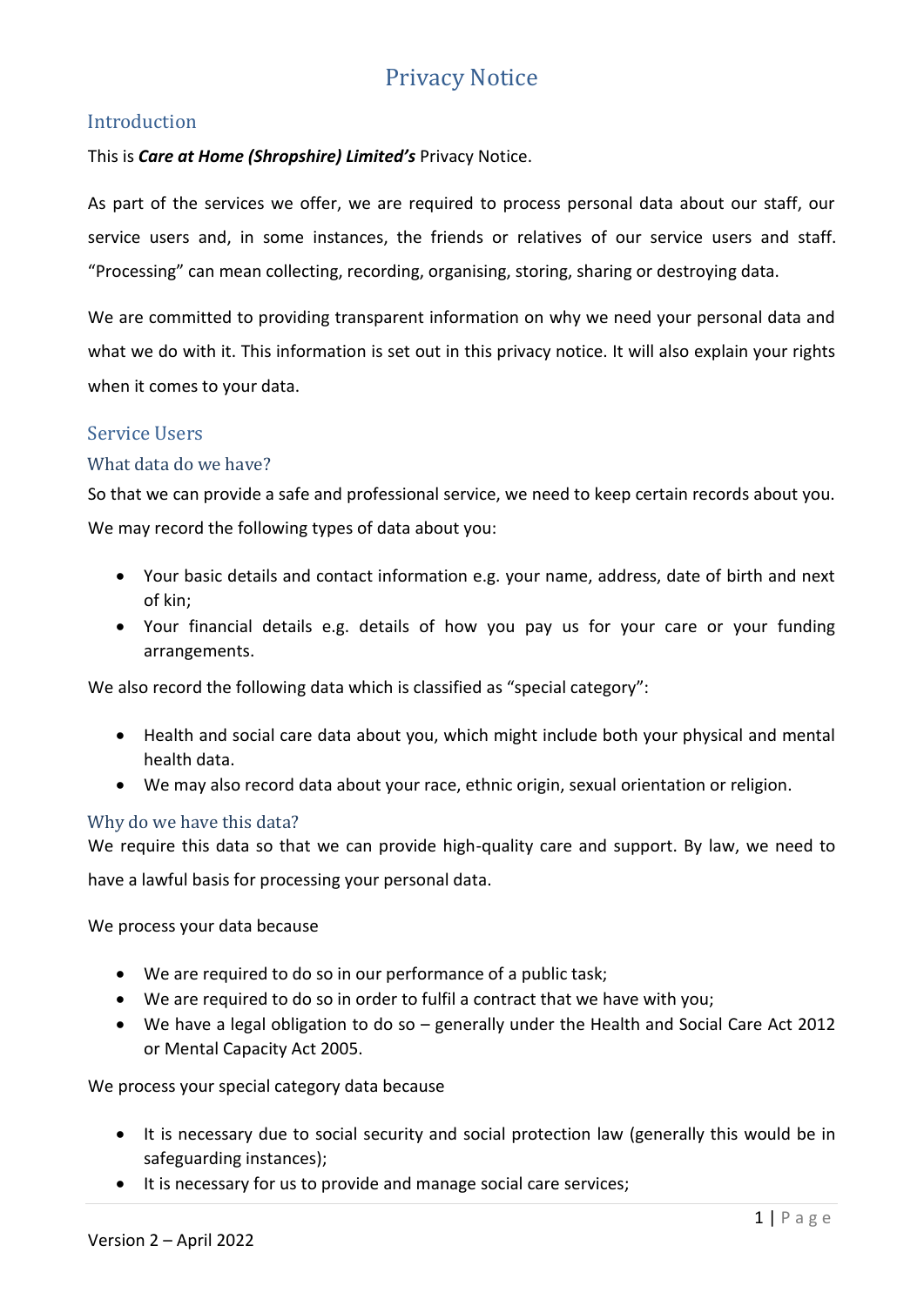# Privacy Notice

## Introduction

This is ***Care at Home (Shropshire) Limited's*** Privacy Notice.

As part of the services we offer, we are required to process personal data about our staff, our service users and, in some instances, the friends or relatives of our service users and staff. "Processing" can mean collecting, recording, organising, storing, sharing or destroying data.

We are committed to providing transparent information on why we need your personal data and what we do with it. This information is set out in this privacy notice. It will also explain your rights when it comes to your data.

## Service Users

### What data do we have?

So that we can provide a safe and professional service, we need to keep certain records about you. We may record the following types of data about you:

- Your basic details and contact information e.g. your name, address, date of birth and next of kin;
- Your financial details e.g. details of how you pay us for your care or your funding arrangements.

We also record the following data which is classified as "special category":

- Health and social care data about you, which might include both your physical and mental health data.
- We may also record data about your race, ethnic origin, sexual orientation or religion.

### Why do we have this data?

We require this data so that we can provide high-quality care and support. By law, we need to have a lawful basis for processing your personal data.

We process your data because

- We are required to do so in our performance of a public task;
- We are required to do so in order to fulfil a contract that we have with you;
- We have a legal obligation to do so – generally under the Health and Social Care Act 2012 or Mental Capacity Act 2005.

We process your special category data because

- It is necessary due to social security and social protection law (generally this would be in safeguarding instances);
- It is necessary for us to provide and manage social care services;

Version 2 – April 2022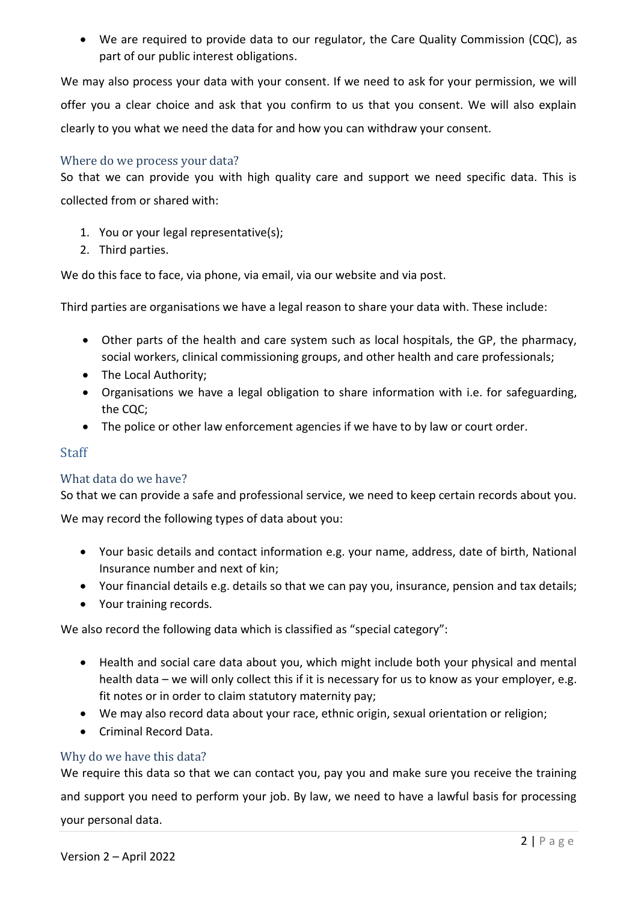- We are required to provide data to our regulator, the Care Quality Commission (CQC), as part of our public interest obligations.

We may also process your data with your consent. If we need to ask for your permission, we will offer you a clear choice and ask that you confirm to us that you consent. We will also explain clearly to you what we need the data for and how you can withdraw your consent.

### Where do we process your data?

So that we can provide you with high quality care and support we need specific data. This is collected from or shared with:

1. You or your legal representative(s);
2. Third parties.

We do this face to face, via phone, via email, via our website and via post.

Third parties are organisations we have a legal reason to share your data with. These include:

- Other parts of the health and care system such as local hospitals, the GP, the pharmacy, social workers, clinical commissioning groups, and other health and care professionals;
- The Local Authority;
- Organisations we have a legal obligation to share information with i.e. for safeguarding, the CQC;
- The police or other law enforcement agencies if we have to by law or court order.

## Staff

### What data do we have?

So that we can provide a safe and professional service, we need to keep certain records about you.

We may record the following types of data about you:

- Your basic details and contact information e.g. your name, address, date of birth, National Insurance number and next of kin;
- Your financial details e.g. details so that we can pay you, insurance, pension and tax details;
- Your training records.

We also record the following data which is classified as "special category":

- Health and social care data about you, which might include both your physical and mental health data – we will only collect this if it is necessary for us to know as your employer, e.g. fit notes or in order to claim statutory maternity pay;
- We may also record data about your race, ethnic origin, sexual orientation or religion;
- Criminal Record Data.

### Why do we have this data?

We require this data so that we can contact you, pay you and make sure you receive the training and support you need to perform your job. By law, we need to have a lawful basis for processing your personal data.

Version 2 – April 2022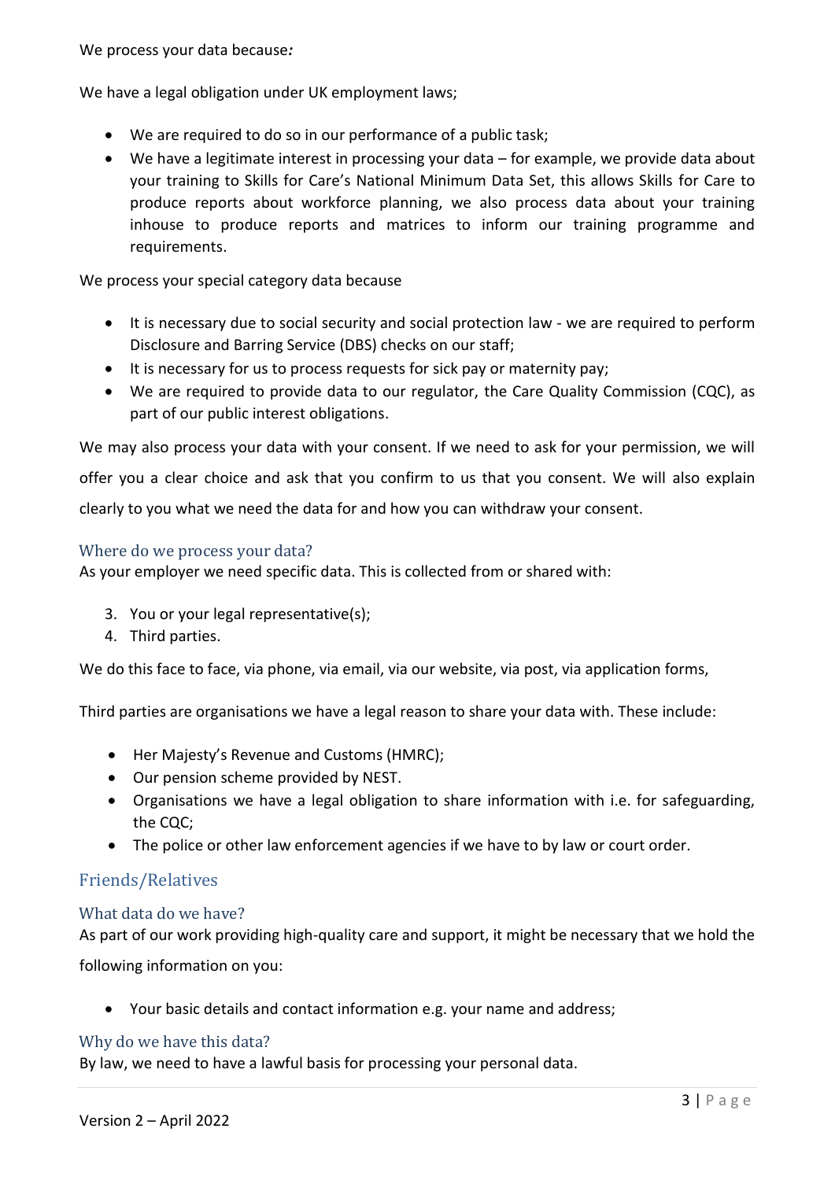We process your data because*:*

We have a legal obligation under UK employment laws;

- We are required to do so in our performance of a public task;
- We have a legitimate interest in processing your data – for example, we provide data about your training to Skills for Care's National Minimum Data Set, this allows Skills for Care to produce reports about workforce planning, we also process data about your training inhouse to produce reports and matrices to inform our training programme and requirements.

We process your special category data because

- It is necessary due to social security and social protection law - we are required to perform Disclosure and Barring Service (DBS) checks on our staff;
- It is necessary for us to process requests for sick pay or maternity pay;
- We are required to provide data to our regulator, the Care Quality Commission (CQC), as part of our public interest obligations.

We may also process your data with your consent. If we need to ask for your permission, we will offer you a clear choice and ask that you confirm to us that you consent. We will also explain clearly to you what we need the data for and how you can withdraw your consent.

### Where do we process your data?

As your employer we need specific data. This is collected from or shared with:

3. You or your legal representative(s);
4. Third parties.

We do this face to face, via phone, via email, via our website, via post, via application forms,

Third parties are organisations we have a legal reason to share your data with. These include:

- Her Majesty's Revenue and Customs (HMRC);
- Our pension scheme provided by NEST.
- Organisations we have a legal obligation to share information with i.e. for safeguarding, the CQC;
- The police or other law enforcement agencies if we have to by law or court order.

## Friends/Relatives

### What data do we have?

As part of our work providing high-quality care and support, it might be necessary that we hold the following information on you:

- Your basic details and contact information e.g. your name and address;

### Why do we have this data?

By law, we need to have a lawful basis for processing your personal data.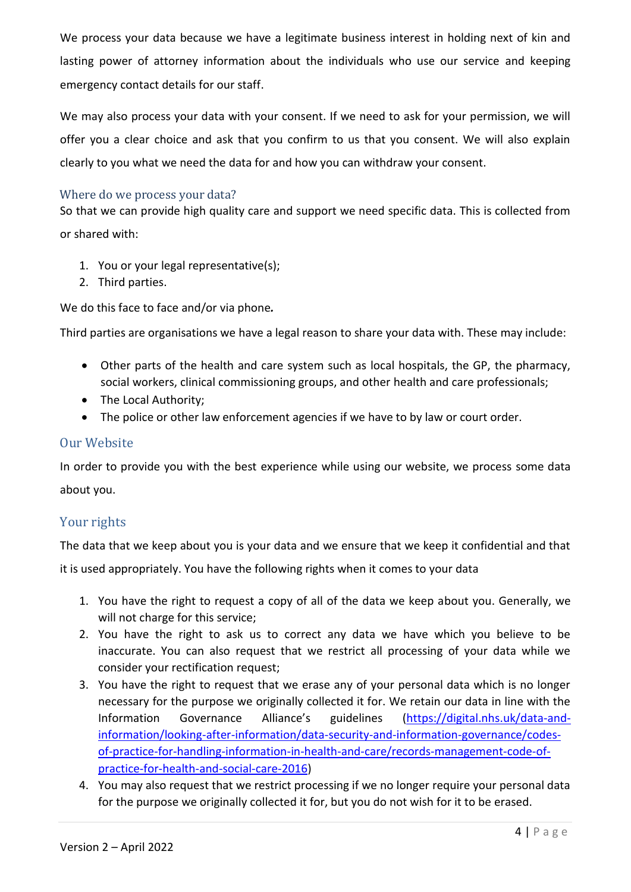We process your data because we have a legitimate business interest in holding next of kin and lasting power of attorney information about the individuals who use our service and keeping emergency contact details for our staff.

We may also process your data with your consent. If we need to ask for your permission, we will offer you a clear choice and ask that you confirm to us that you consent. We will also explain clearly to you what we need the data for and how you can withdraw your consent.

## Where do we process your data?

So that we can provide high quality care and support we need specific data. This is collected from or shared with:

1. You or your legal representative(s);
2. Third parties.

We do this face to face and/or via phone**.**

Third parties are organisations we have a legal reason to share your data with. These may include:

- Other parts of the health and care system such as local hospitals, the GP, the pharmacy, social workers, clinical commissioning groups, and other health and care professionals;
- The Local Authority;
- The police or other law enforcement agencies if we have to by law or court order.

## Our Website

In order to provide you with the best experience while using our website, we process some data about you.

## Your rights

The data that we keep about you is your data and we ensure that we keep it confidential and that it is used appropriately. You have the following rights when it comes to your data

1. You have the right to request a copy of all of the data we keep about you. Generally, we will not charge for this service;
2. You have the right to ask us to correct any data we have which you believe to be inaccurate. You can also request that we restrict all processing of your data while we consider your rectification request;
3. You have the right to request that we erase any of your personal data which is no longer necessary for the purpose we originally collected it for. We retain our data in line with the Information Governance Alliance's guidelines (https://digital.nhs.uk/data-and-information/looking-after-information/data-security-and-information-governance/codes-of-practice-for-handling-information-in-health-and-care/records-management-code-of-practice-for-health-and-social-care-2016)
4. You may also request that we restrict processing if we no longer require your personal data for the purpose we originally collected it for, but you do not wish for it to be erased.

Version 2 – April 2022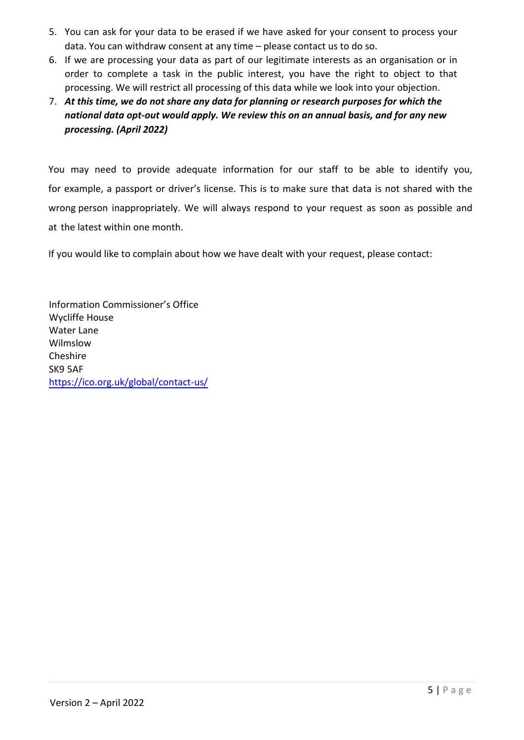5. You can ask for your data to be erased if we have asked for your consent to process your data. You can withdraw consent at any time – please contact us to do so.
6. If we are processing your data as part of our legitimate interests as an organisation or in order to complete a task in the public interest, you have the right to object to that processing. We will restrict all processing of this data while we look into your objection.
7. ***At this time, we do not share any data for planning or research purposes for which the national data opt-out would apply. We review this on an annual basis, and for any new processing. (April 2022)***

You may need to provide adequate information for our staff to be able to identify you, for example, a passport or driver's license. This is to make sure that data is not shared with the wrong person inappropriately. We will always respond to your request as soon as possible and at the latest within one month.

If you would like to complain about how we have dealt with your request, please contact:

Information Commissioner's Office
Wycliffe House
Water Lane
Wilmslow
Cheshire
SK9 5AF
https://ico.org.uk/global/contact-us/

Version 2 – April 2022